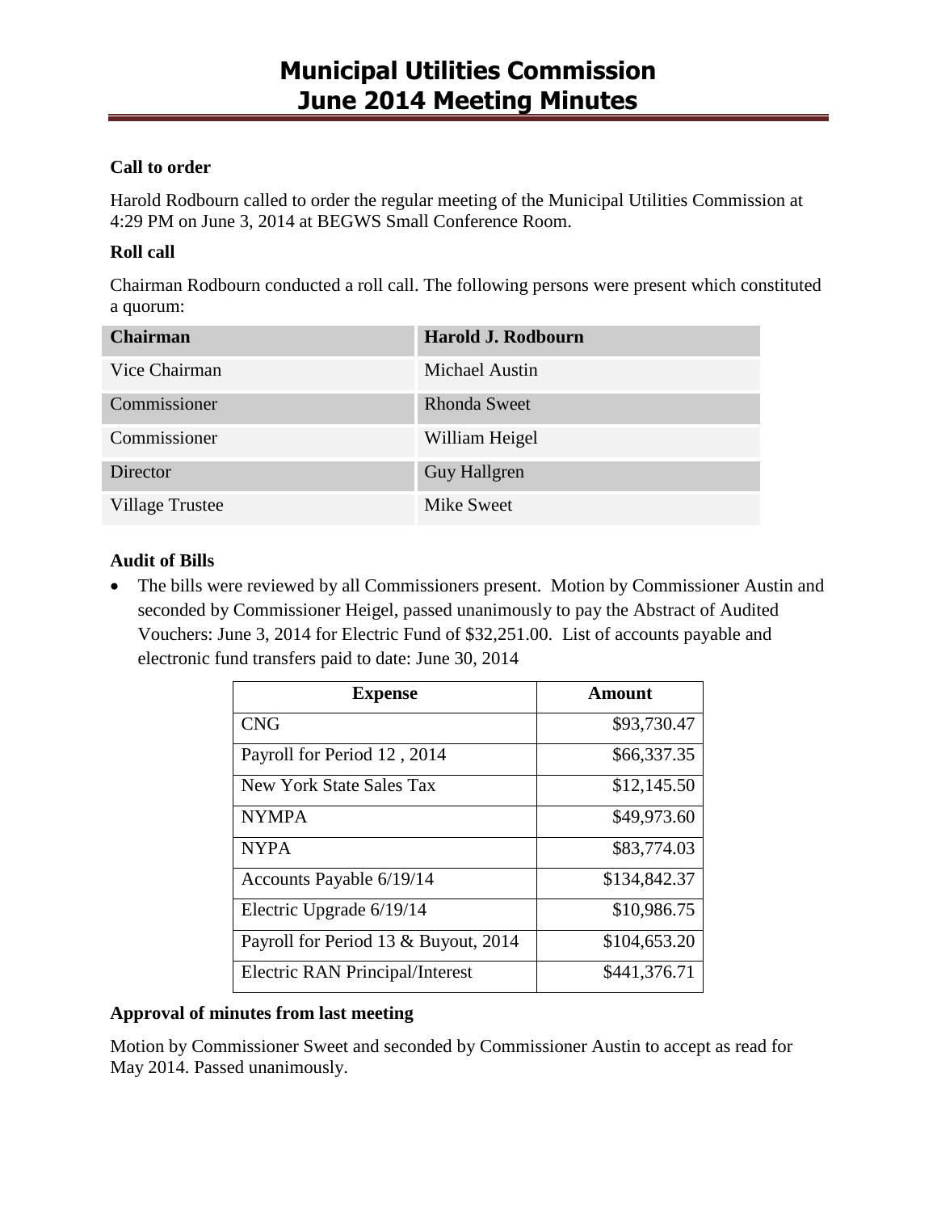# Municipal Utilities Commission
# June 2014 Meeting Minutes

### Call to order

Harold Rodbourn called to order the regular meeting of the Municipal Utilities Commission at 4:29 PM on June 3, 2014 at BEGWS Small Conference Room.

### Roll call

Chairman Rodbourn conducted a roll call. The following persons were present which constituted a quorum:

| Chairman | Harold J. Rodbourn |
|---|---|
| Vice Chairman | Michael Austin |
| Commissioner | Rhonda Sweet |
| Commissioner | William Heigel |
| Director | Guy Hallgren |
| Village Trustee | Mike Sweet |

### Audit of Bills

- The bills were reviewed by all Commissioners present. Motion by Commissioner Austin and seconded by Commissioner Heigel, passed unanimously to pay the Abstract of Audited Vouchers: June 3, 2014 for Electric Fund of $32,251.00. List of accounts payable and electronic fund transfers paid to date: June 30, 2014

| Expense | Amount |
|---|---:|
| CNG | $93,730.47 |
| Payroll for Period 12 , 2014 | $66,337.35 |
| New York State Sales Tax | $12,145.50 |
| NYMPA | $49,973.60 |
| NYPA | $83,774.03 |
| Accounts Payable 6/19/14 | $134,842.37 |
| Electric Upgrade 6/19/14 | $10,986.75 |
| Payroll for Period 13 & Buyout, 2014 | $104,653.20 |
| Electric RAN Principal/Interest | $441,376.71 |

### Approval of minutes from last meeting

Motion by Commissioner Sweet and seconded by Commissioner Austin to accept as read for May 2014. Passed unanimously.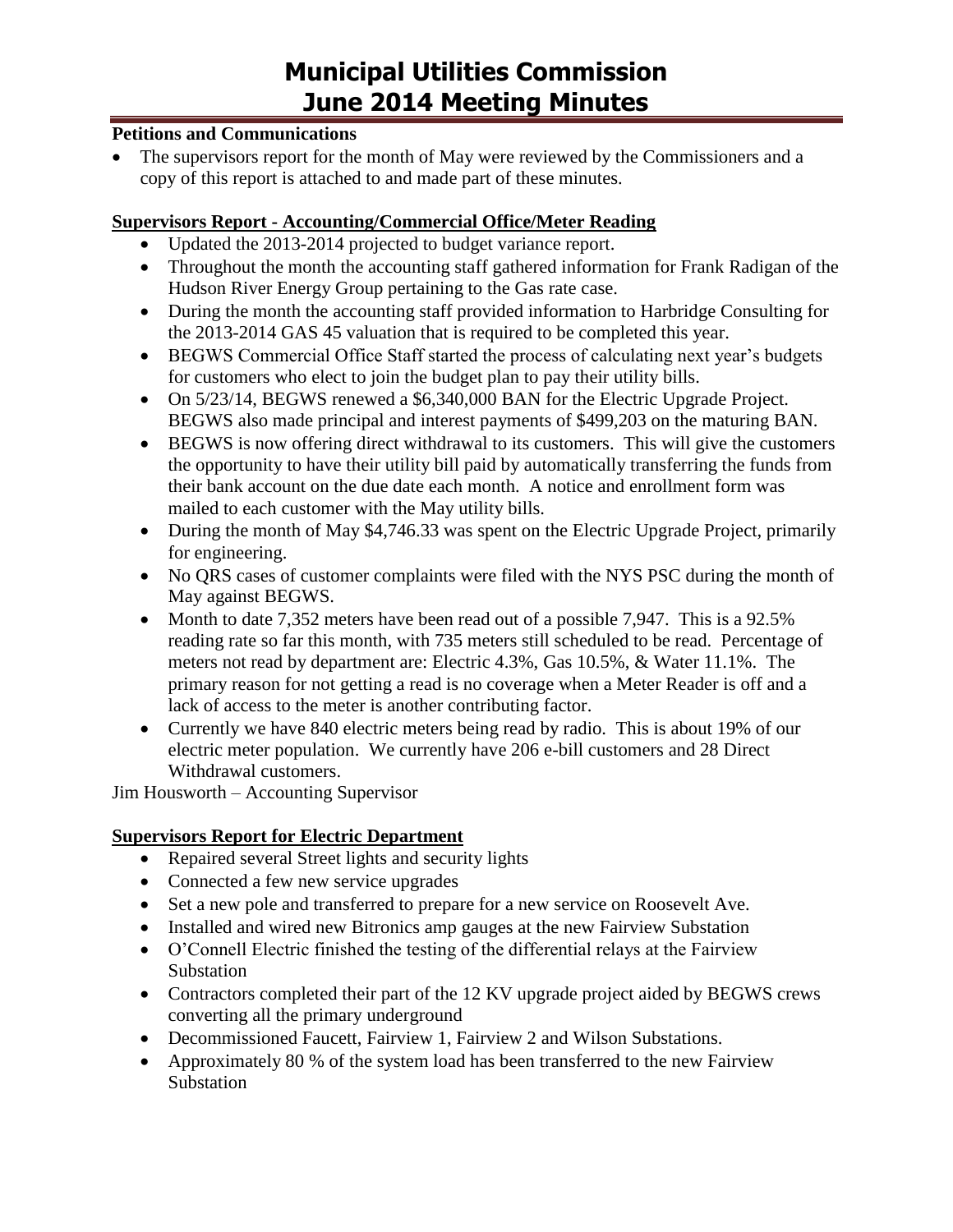# Municipal Utilities Commission
# June 2014 Meeting Minutes

**Petitions and Communications**

- The supervisors report for the month of May were reviewed by the Commissioners and a copy of this report is attached to and made part of these minutes.

**Supervisors Report - Accounting/Commercial Office/Meter Reading**

- Updated the 2013-2014 projected to budget variance report.
- Throughout the month the accounting staff gathered information for Frank Radigan of the Hudson River Energy Group pertaining to the Gas rate case.
- During the month the accounting staff provided information to Harbridge Consulting for the 2013-2014 GAS 45 valuation that is required to be completed this year.
- BEGWS Commercial Office Staff started the process of calculating next year's budgets for customers who elect to join the budget plan to pay their utility bills.
- On 5/23/14, BEGWS renewed a $6,340,000 BAN for the Electric Upgrade Project. BEGWS also made principal and interest payments of $499,203 on the maturing BAN.
- BEGWS is now offering direct withdrawal to its customers. This will give the customers the opportunity to have their utility bill paid by automatically transferring the funds from their bank account on the due date each month. A notice and enrollment form was mailed to each customer with the May utility bills.
- During the month of May $4,746.33 was spent on the Electric Upgrade Project, primarily for engineering.
- No QRS cases of customer complaints were filed with the NYS PSC during the month of May against BEGWS.
- Month to date 7,352 meters have been read out of a possible 7,947. This is a 92.5% reading rate so far this month, with 735 meters still scheduled to be read. Percentage of meters not read by department are: Electric 4.3%, Gas 10.5%, & Water 11.1%. The primary reason for not getting a read is no coverage when a Meter Reader is off and a lack of access to the meter is another contributing factor.
- Currently we have 840 electric meters being read by radio. This is about 19% of our electric meter population. We currently have 206 e-bill customers and 28 Direct Withdrawal customers.

Jim Housworth – Accounting Supervisor

**Supervisors Report for Electric Department**

- Repaired several Street lights and security lights
- Connected a few new service upgrades
- Set a new pole and transferred to prepare for a new service on Roosevelt Ave.
- Installed and wired new Bitronics amp gauges at the new Fairview Substation
- O'Connell Electric finished the testing of the differential relays at the Fairview Substation
- Contractors completed their part of the 12 KV upgrade project aided by BEGWS crews converting all the primary underground
- Decommissioned Faucett, Fairview 1, Fairview 2 and Wilson Substations.
- Approximately 80 % of the system load has been transferred to the new Fairview Substation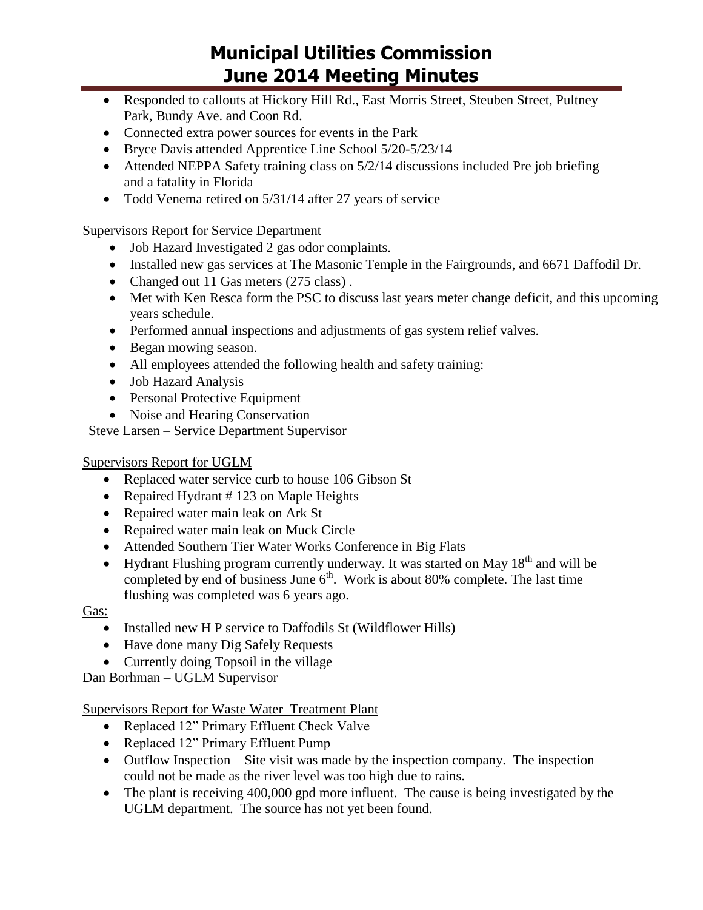- Responded to callouts at Hickory Hill Rd., East Morris Street, Steuben Street, Pultney Park, Bundy Ave. and Coon Rd.
- Connected extra power sources for events in the Park
- Bryce Davis attended Apprentice Line School 5/20-5/23/14
- Attended NEPPA Safety training class on 5/2/14 discussions included Pre job briefing and a fatality in Florida
- Todd Venema retired on 5/31/14 after 27 years of service

Supervisors Report for Service Department

- Job Hazard Investigated 2 gas odor complaints.
- Installed new gas services at The Masonic Temple in the Fairgrounds, and 6671 Daffodil Dr.
- Changed out 11 Gas meters (275 class) .
- Met with Ken Resca form the PSC to discuss last years meter change deficit, and this upcoming years schedule.
- Performed annual inspections and adjustments of gas system relief valves.
- Began mowing season.
- All employees attended the following health and safety training:
- Job Hazard Analysis
- Personal Protective Equipment
- Noise and Hearing Conservation

Steve Larsen – Service Department Supervisor

Supervisors Report for UGLM

- Replaced water service curb to house 106 Gibson St
- Repaired Hydrant # 123 on Maple Heights
- Repaired water main leak on Ark St
- Repaired water main leak on Muck Circle
- Attended Southern Tier Water Works Conference in Big Flats
- Hydrant Flushing program currently underway. It was started on May 18th and will be completed by end of business June 6th. Work is about 80% complete. The last time flushing was completed was 6 years ago.

Gas:

- Installed new H P service to Daffodils St (Wildflower Hills)
- Have done many Dig Safely Requests
- Currently doing Topsoil in the village

Dan Borhman – UGLM Supervisor

Supervisors Report for Waste Water Treatment Plant

- Replaced 12" Primary Effluent Check Valve
- Replaced 12" Primary Effluent Pump
- Outflow Inspection – Site visit was made by the inspection company. The inspection could not be made as the river level was too high due to rains.
- The plant is receiving 400,000 gpd more influent. The cause is being investigated by the UGLM department. The source has not yet been found.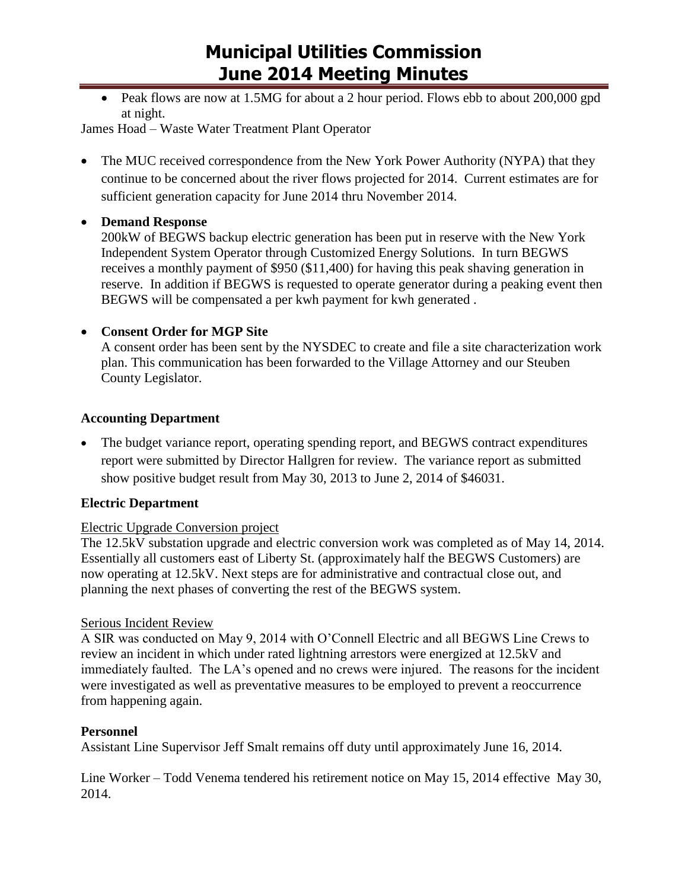- Peak flows are now at 1.5MG for about a 2 hour period. Flows ebb to about 200,000 gpd at night.

James Hoad – Waste Water Treatment Plant Operator

- The MUC received correspondence from the New York Power Authority (NYPA) that they continue to be concerned about the river flows projected for 2014. Current estimates are for sufficient generation capacity for June 2014 thru November 2014.

- **Demand Response**
  200kW of BEGWS backup electric generation has been put in reserve with the New York Independent System Operator through Customized Energy Solutions. In turn BEGWS receives a monthly payment of $950 ($11,400) for having this peak shaving generation in reserve. In addition if BEGWS is requested to operate generator during a peaking event then BEGWS will be compensated a per kwh payment for kwh generated .

- **Consent Order for MGP Site**
  A consent order has been sent by the NYSDEC to create and file a site characterization work plan. This communication has been forwarded to the Village Attorney and our Steuben County Legislator.

### Accounting Department

- The budget variance report, operating spending report, and BEGWS contract expenditures report were submitted by Director Hallgren for review. The variance report as submitted show positive budget result from May 30, 2013 to June 2, 2014 of $46031.

### Electric Department

Electric Upgrade Conversion project

The 12.5kV substation upgrade and electric conversion work was completed as of May 14, 2014. Essentially all customers east of Liberty St. (approximately half the BEGWS Customers) are now operating at 12.5kV. Next steps are for administrative and contractual close out, and planning the next phases of converting the rest of the BEGWS system.

Serious Incident Review

A SIR was conducted on May 9, 2014 with O'Connell Electric and all BEGWS Line Crews to review an incident in which under rated lightning arrestors were energized at 12.5kV and immediately faulted. The LA's opened and no crews were injured. The reasons for the incident were investigated as well as preventative measures to be employed to prevent a reoccurrence from happening again.

### Personnel

Assistant Line Supervisor Jeff Smalt remains off duty until approximately June 16, 2014.

Line Worker – Todd Venema tendered his retirement notice on May 15, 2014 effective May 30, 2014.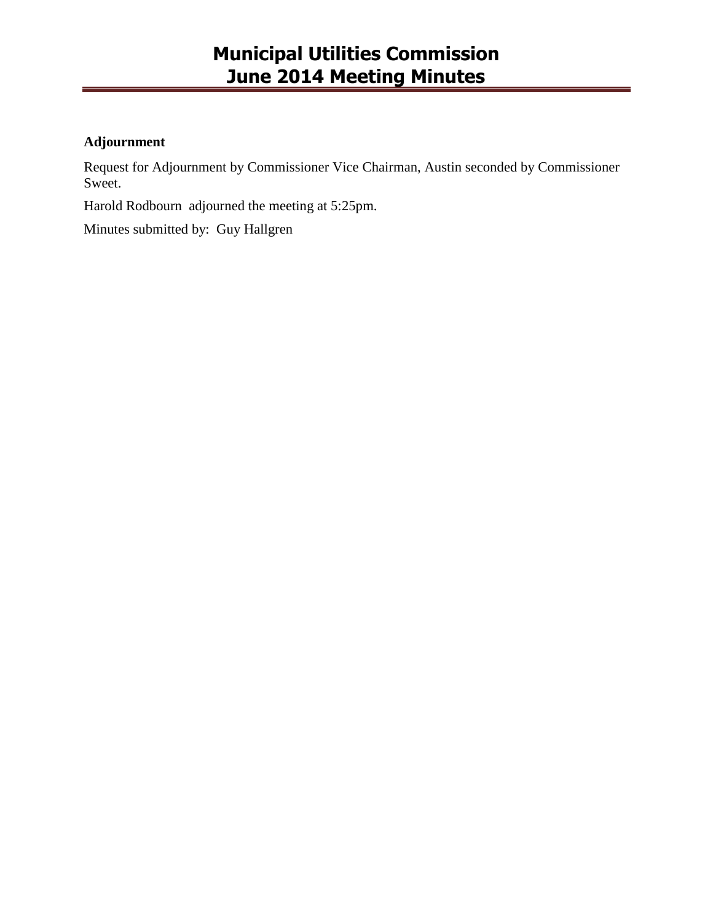# Municipal Utilities Commission
# June 2014 Meeting Minutes

**Adjournment**

Request for Adjournment by Commissioner Vice Chairman, Austin seconded by Commissioner Sweet.

Harold Rodbourn adjourned the meeting at 5:25pm.

Minutes submitted by: Guy Hallgren